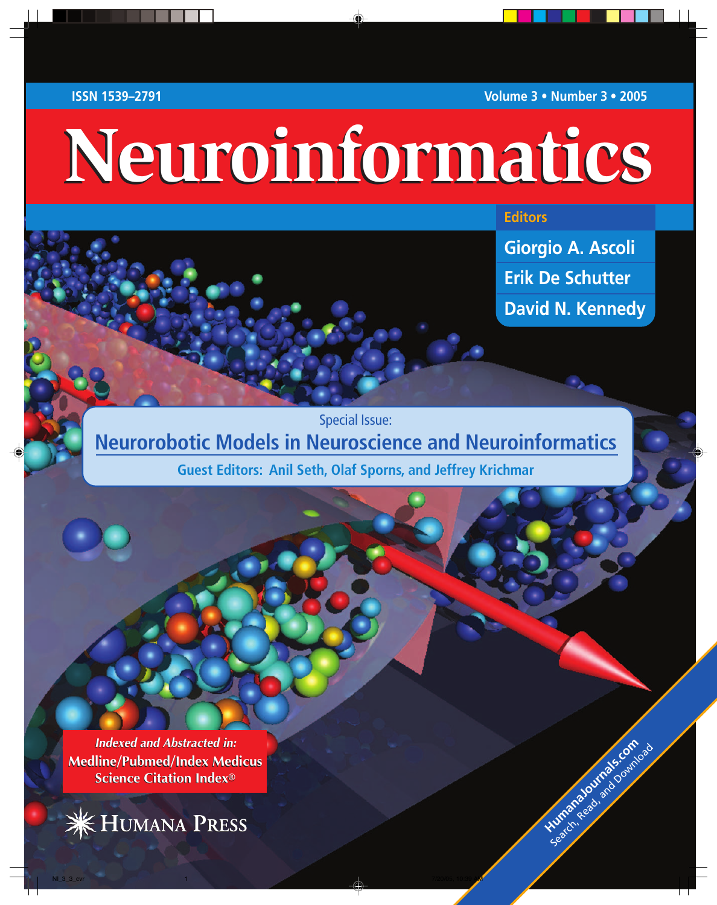ISSN 1539–2791

Volume 3 • Number 3 • 2005

# Neuroinformatics

**Editors**

Giorgio A. Ascoli

Erik De Schutter

David N. Kennedy

Special Issue:

## Neurorobotic Models in Neuroscience and Neuroinformatics

Guest Editors: Anil Seth, Olaf Sporns, and Jeffrey Krichmar

*Indexed and Abstracted in:*

**Medline/Pubmed/Index Medicus**

**Science Citation Index®**

HUMANA PRESS

HumanaJournals.com

Search, Read, and Download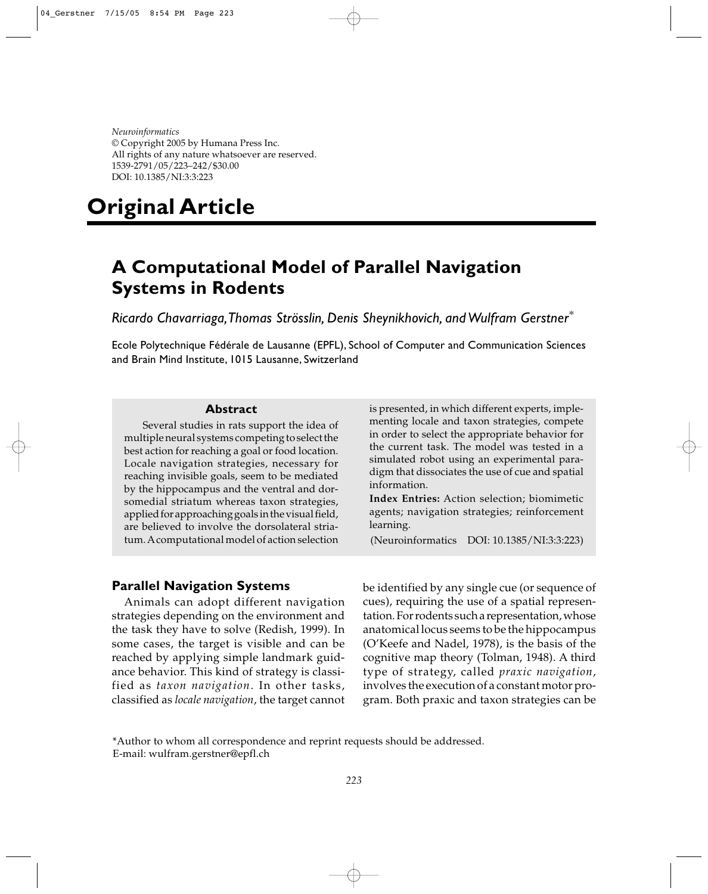*Neuroinformatics*
© Copyright 2005 by Humana Press Inc.
All rights of any nature whatsoever are reserved.
1539-2791/05/223–242/$30.00
DOI: 10.1385/NI:3:3:223

# Original Article

## A Computational Model of Parallel Navigation Systems in Rodents

*Ricardo Chavarriaga, Thomas Strösslin, Denis Sheynikhovich, and Wulfram Gerstner*[*]

Ecole Polytechnique Fédérale de Lausanne (EPFL), School of Computer and Communication Sciences and Brain Mind Institute, 1015 Lausanne, Switzerland

### Abstract

Several studies in rats support the idea of multiple neural systems competing to select the best action for reaching a goal or food location. Locale navigation strategies, necessary for reaching invisible goals, seem to be mediated by the hippocampus and the ventral and dorsomedial striatum whereas taxon strategies, applied for approaching goals in the visual field, are believed to involve the dorsolateral striatum. A computational model of action selection is presented, in which different experts, implementing locale and taxon strategies, compete in order to select the appropriate behavior for the current task. The model was tested in a simulated robot using an experimental paradigm that dissociates the use of cue and spatial information.

**Index Entries:** Action selection; biomimetic agents; navigation strategies; reinforcement learning.

(Neuroinformatics DOI: 10.1385/NI:3:3:223)

### Parallel Navigation Systems

Animals can adopt different navigation strategies depending on the environment and the task they have to solve (Redish, 1999). In some cases, the target is visible and can be reached by applying simple landmark guidance behavior. This kind of strategy is classified as *taxon navigation*. In other tasks, classified as *locale navigation*, the target cannot be identified by any single cue (or sequence of cues), requiring the use of a spatial representation. For rodents such a representation, whose anatomical locus seems to be the hippocampus (O'Keefe and Nadel, 1978), is the basis of the cognitive map theory (Tolman, 1948). A third type of strategy, called *praxic navigation*, involves the execution of a constant motor program. Both praxic and taxon strategies can be

*Author to whom all correspondence and reprint requests should be addressed. E-mail: wulfram.gerstner@epfl.ch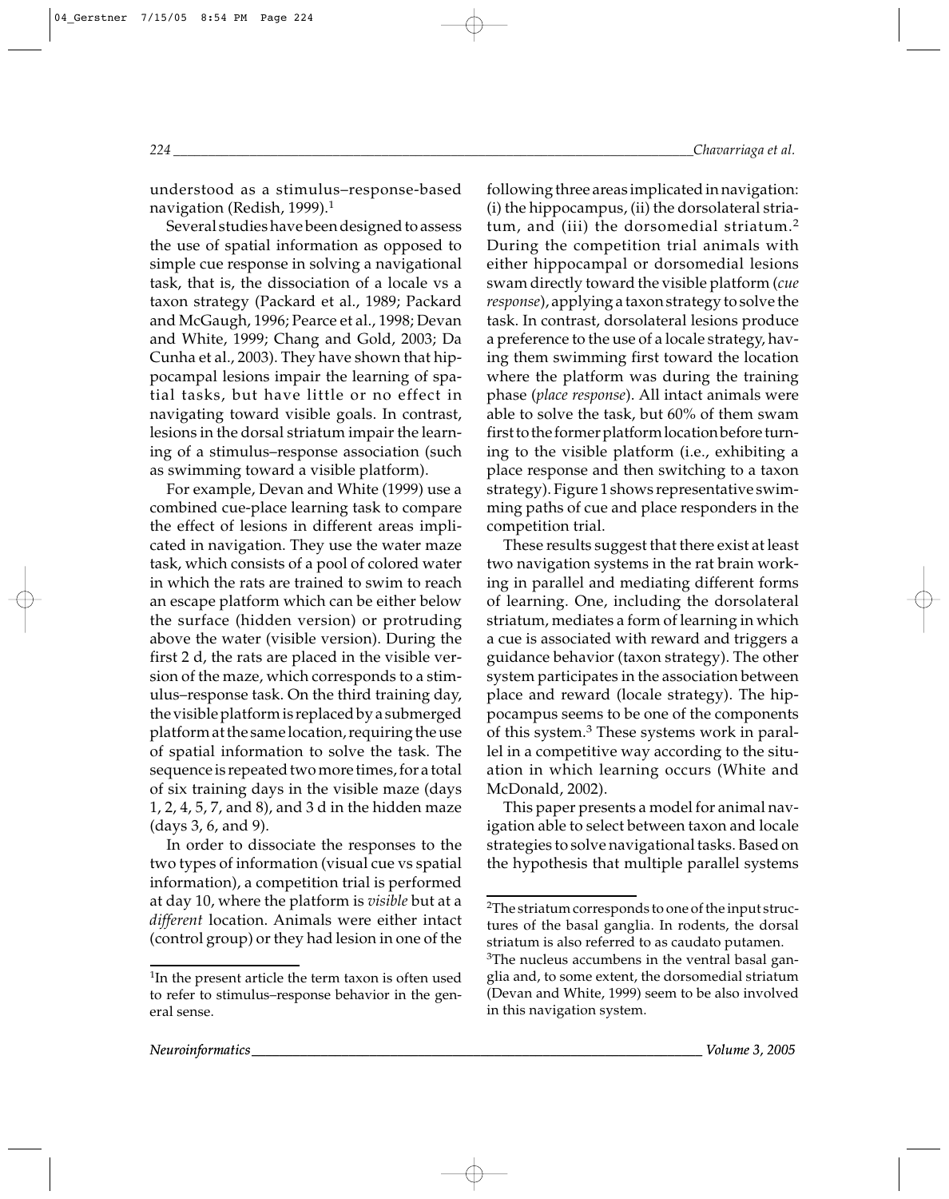understood as a stimulus–response-based navigation (Redish, 1999).[1]

Several studies have been designed to assess the use of spatial information as opposed to simple cue response in solving a navigational task, that is, the dissociation of a locale vs a taxon strategy (Packard et al., 1989; Packard and McGaugh, 1996; Pearce et al., 1998; Devan and White, 1999; Chang and Gold, 2003; Da Cunha et al., 2003). They have shown that hippocampal lesions impair the learning of spatial tasks, but have little or no effect in navigating toward visible goals. In contrast, lesions in the dorsal striatum impair the learning of a stimulus–response association (such as swimming toward a visible platform).

For example, Devan and White (1999) use a combined cue-place learning task to compare the effect of lesions in different areas implicated in navigation. They use the water maze task, which consists of a pool of colored water in which the rats are trained to swim to reach an escape platform which can be either below the surface (hidden version) or protruding above the water (visible version). During the first 2 d, the rats are placed in the visible version of the maze, which corresponds to a stimulus–response task. On the third training day, the visible platform is replaced by a submerged platform at the same location, requiring the use of spatial information to solve the task. The sequence is repeated two more times, for a total of six training days in the visible maze (days 1, 2, 4, 5, 7, and 8), and 3 d in the hidden maze (days 3, 6, and 9).

In order to dissociate the responses to the two types of information (visual cue vs spatial information), a competition trial is performed at day 10, where the platform is *visible* but at a *different* location. Animals were either intact (control group) or they had lesion in one of the following three areas implicated in navigation: (i) the hippocampus, (ii) the dorsolateral striatum, and (iii) the dorsomedial striatum.[2] During the competition trial animals with either hippocampal or dorsomedial lesions swam directly toward the visible platform (*cue response*), applying a taxon strategy to solve the task. In contrast, dorsolateral lesions produce a preference to the use of a locale strategy, having them swimming first toward the location where the platform was during the training phase (*place response*). All intact animals were able to solve the task, but 60% of them swam first to the former platform location before turning to the visible platform (i.e., exhibiting a place response and then switching to a taxon strategy). Figure 1 shows representative swimming paths of cue and place responders in the competition trial.

These results suggest that there exist at least two navigation systems in the rat brain working in parallel and mediating different forms of learning. One, including the dorsolateral striatum, mediates a form of learning in which a cue is associated with reward and triggers a guidance behavior (taxon strategy). The other system participates in the association between place and reward (locale strategy). The hippocampus seems to be one of the components of this system.[3] These systems work in parallel in a competitive way according to the situation in which learning occurs (White and McDonald, 2002).

This paper presents a model for animal navigation able to select between taxon and locale strategies to solve navigational tasks. Based on the hypothesis that multiple parallel systems

[1]In the present article the term taxon is often used to refer to stimulus–response behavior in the general sense.

[2]The striatum corresponds to one of the input structures of the basal ganglia. In rodents, the dorsal striatum is also referred to as caudato putamen.

[3]The nucleus accumbens in the ventral basal ganglia and, to some extent, the dorsomedial striatum (Devan and White, 1999) seem to be also involved in this navigation system.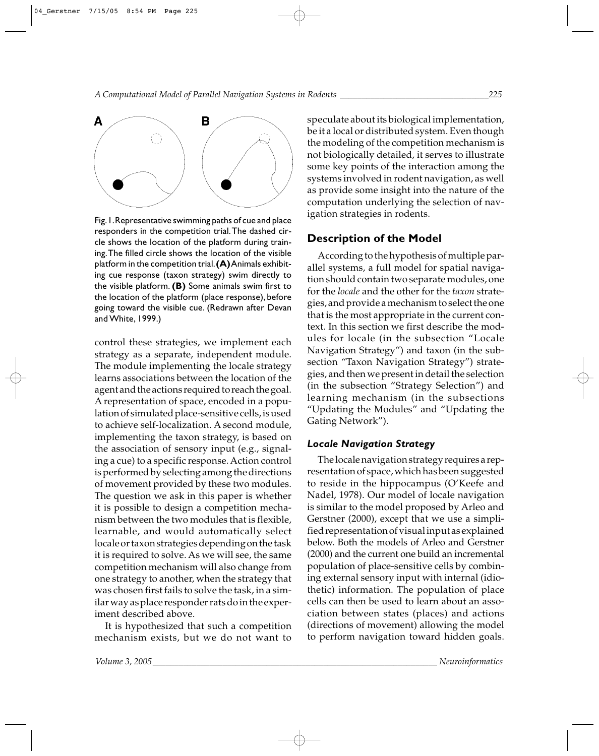A B

Fig. 1. Representative swimming paths of cue and place responders in the competition trial. The dashed circle shows the location of the platform during training. The filled circle shows the location of the visible platform in the competition trial. **(A)** Animals exhibiting cue response (taxon strategy) swim directly to the visible platform. **(B)** Some animals swim first to the location of the platform (place response), before going toward the visible cue. (Redrawn after Devan and White, 1999.)

control these strategies, we implement each strategy as a separate, independent module. The module implementing the locale strategy learns associations between the location of the agent and the actions required to reach the goal. A representation of space, encoded in a population of simulated place-sensitive cells, is used to achieve self-localization. A second module, implementing the taxon strategy, is based on the association of sensory input (e.g., signaling a cue) to a specific response. Action control is performed by selecting among the directions of movement provided by these two modules. The question we ask in this paper is whether it is possible to design a competition mechanism between the two modules that is flexible, learnable, and would automatically select locale or taxon strategies depending on the task it is required to solve. As we will see, the same competition mechanism will also change from one strategy to another, when the strategy that was chosen first fails to solve the task, in a similar way as place responder rats do in the experiment described above.

It is hypothesized that such a competition mechanism exists, but we do not want to speculate about its biological implementation, be it a local or distributed system. Even though the modeling of the competition mechanism is not biologically detailed, it serves to illustrate some key points of the interaction among the systems involved in rodent navigation, as well as provide some insight into the nature of the computation underlying the selection of navigation strategies in rodents.

## Description of the Model

According to the hypothesis of multiple parallel systems, a full model for spatial navigation should contain two separate modules, one for the *locale* and the other for the *taxon* strategies, and provide a mechanism to select the one that is the most appropriate in the current context. In this section we first describe the modules for locale (in the subsection "Locale Navigation Strategy") and taxon (in the subsection "Taxon Navigation Strategy") strategies, and then we present in detail the selection (in the subsection "Strategy Selection") and learning mechanism (in the subsections "Updating the Modules" and "Updating the Gating Network").

### *Locale Navigation Strategy*

The locale navigation strategy requires a representation of space, which has been suggested to reside in the hippocampus (O'Keefe and Nadel, 1978). Our model of locale navigation is similar to the model proposed by Arleo and Gerstner (2000), except that we use a simplified representation of visual input as explained below. Both the models of Arleo and Gerstner (2000) and the current one build an incremental population of place-sensitive cells by combining external sensory input with internal (idiothetic) information. The population of place cells can then be used to learn about an association between states (places) and actions (directions of movement) allowing the model to perform navigation toward hidden goals.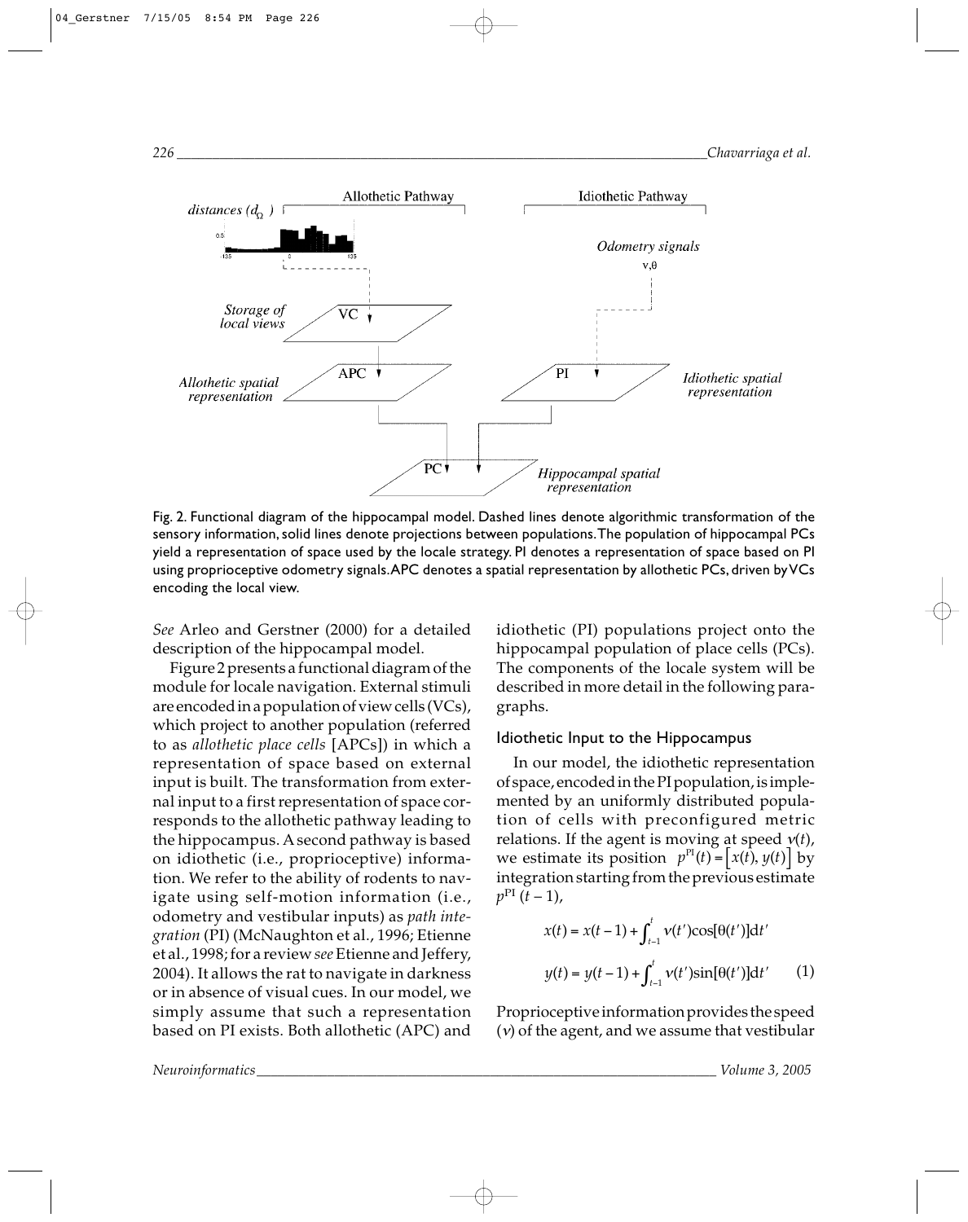Fig. 2. Functional diagram of the hippocampal model. Dashed lines denote algorithmic transformation of the sensory information, solid lines denote projections between populations. The population of hippocampal PCs yield a representation of space used by the locale strategy. PI denotes a representation of space based on PI using proprioceptive odometry signals. APC denotes a spatial representation by allothetic PCs, driven by VCs encoding the local view.

*See* Arleo and Gerstner (2000) for a detailed description of the hippocampal model.

Figure 2 presents a functional diagram of the module for locale navigation. External stimuli are encoded in a population of view cells (VCs), which project to another population (referred to as *allothetic place cells* [APCs]) in which a representation of space based on external input is built. The transformation from external input to a first representation of space corresponds to the allothetic pathway leading to the hippocampus. A second pathway is based on idiothetic (i.e., proprioceptive) information. We refer to the ability of rodents to navigate using self-motion information (i.e., odometry and vestibular inputs) as *path integration* (PI) (McNaughton et al., 1996; Etienne et al., 1998; for a review *see* Etienne and Jeffery, 2004). It allows the rat to navigate in darkness or in absence of visual cues. In our model, we simply assume that such a representation based on PI exists. Both allothetic (APC) and idiothetic (PI) populations project onto the hippocampal population of place cells (PCs). The components of the locale system will be described in more detail in the following paragraphs.

### Idiothetic Input to the Hippocampus

In our model, the idiothetic representation of space, encoded in the PI population, is implemented by an uniformly distributed population of cells with preconfigured metric relations. If the agent is moving at speed $v(t)$, we estimate its position $p^{\mathrm{PI}}(t) = [x(t), y(t)]$ by integration starting from the previous estimate $p^{\mathrm{PI}}(t-1)$,

$$x(t) = x(t-1) + \int_{t-1}^{t} v(t')\cos[\theta(t')]\mathrm{d}t'$$

$$y(t) = y(t-1) + \int_{t-1}^{t} v(t')\sin[\theta(t')]\mathrm{d}t' \qquad (1)$$

Proprioceptive information provides the speed ($v$) of the agent, and we assume that vestibular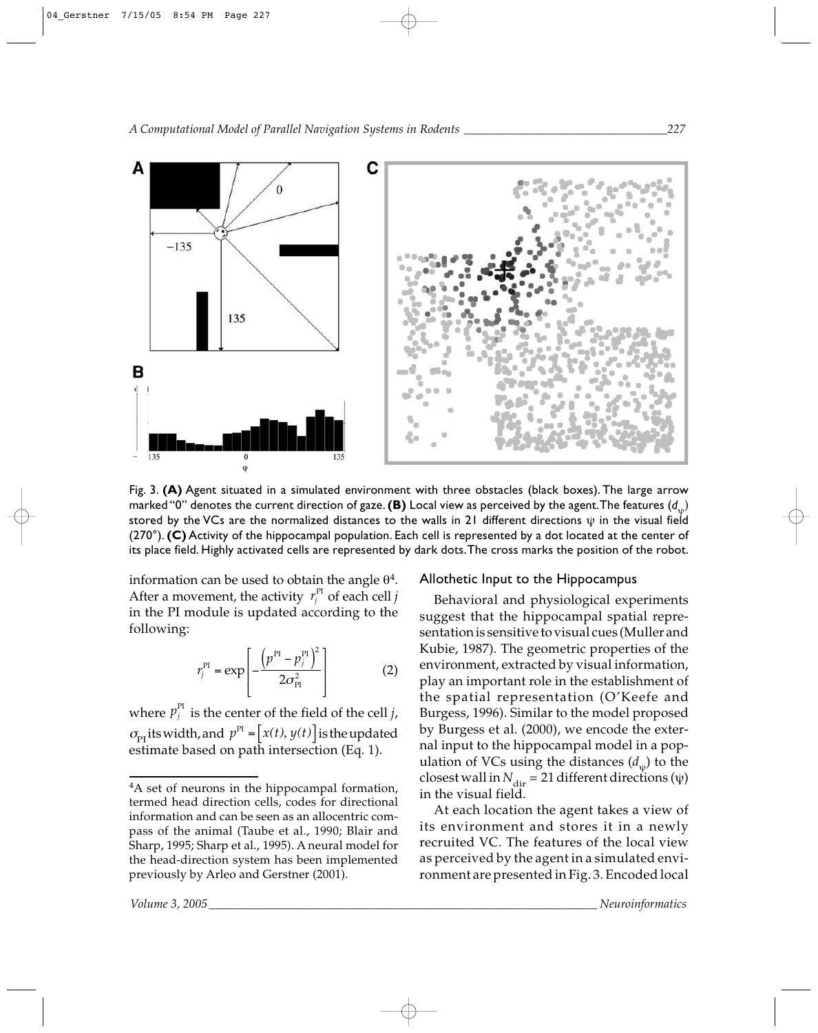Fig. 3. **(A)** Agent situated in a simulated environment with three obstacles (black boxes). The large arrow marked "0" denotes the current direction of gaze. **(B)** Local view as perceived by the agent. The features ($d_\psi$) stored by the VCs are the normalized distances to the walls in 21 different directions $\psi$ in the visual field (270°). **(C)** Activity of the hippocampal population. Each cell is represented by a dot located at the center of its place field. Highly activated cells are represented by dark dots. The cross marks the position of the robot.

information can be used to obtain the angle $\theta$[4]. After a movement, the activity $r_j^{PI}$ of each cell $j$ in the PI module is updated according to the following:

$$r_j^{PI} = \exp\left[-\frac{\left(p^{PI} - p_j^{PI}\right)^2}{2\sigma_{PI}^2}\right] \tag{2}$$

where $p_j^{PI}$ is the center of the field of the cell $j$, $\sigma_{PI}$ its width, and $p^{PI} = \left[x(t), y(t)\right]$ is the updated estimate based on path intersection (Eq. 1).

[4]A set of neurons in the hippocampal formation, termed head direction cells, codes for directional information and can be seen as an allocentric compass of the animal (Taube et al., 1990; Blair and Sharp, 1995; Sharp et al., 1995). A neural model for the head-direction system has been implemented previously by Arleo and Gerstner (2001).

## Allothetic Input to the Hippocampus

Behavioral and physiological experiments suggest that the hippocampal spatial representation is sensitive to visual cues (Muller and Kubie, 1987). The geometric properties of the environment, extracted by visual information, play an important role in the establishment of the spatial representation (O'Keefe and Burgess, 1996). Similar to the model proposed by Burgess et al. (2000), we encode the external input to the hippocampal model in a population of VCs using the distances ($d_\psi$) to the closest wall in $N_{dir} = 21$ different directions ($\psi$) in the visual field.

At each location the agent takes a view of its environment and stores it in a newly recruited VC. The features of the local view as perceived by the agent in a simulated environment are presented in Fig. 3. Encoded local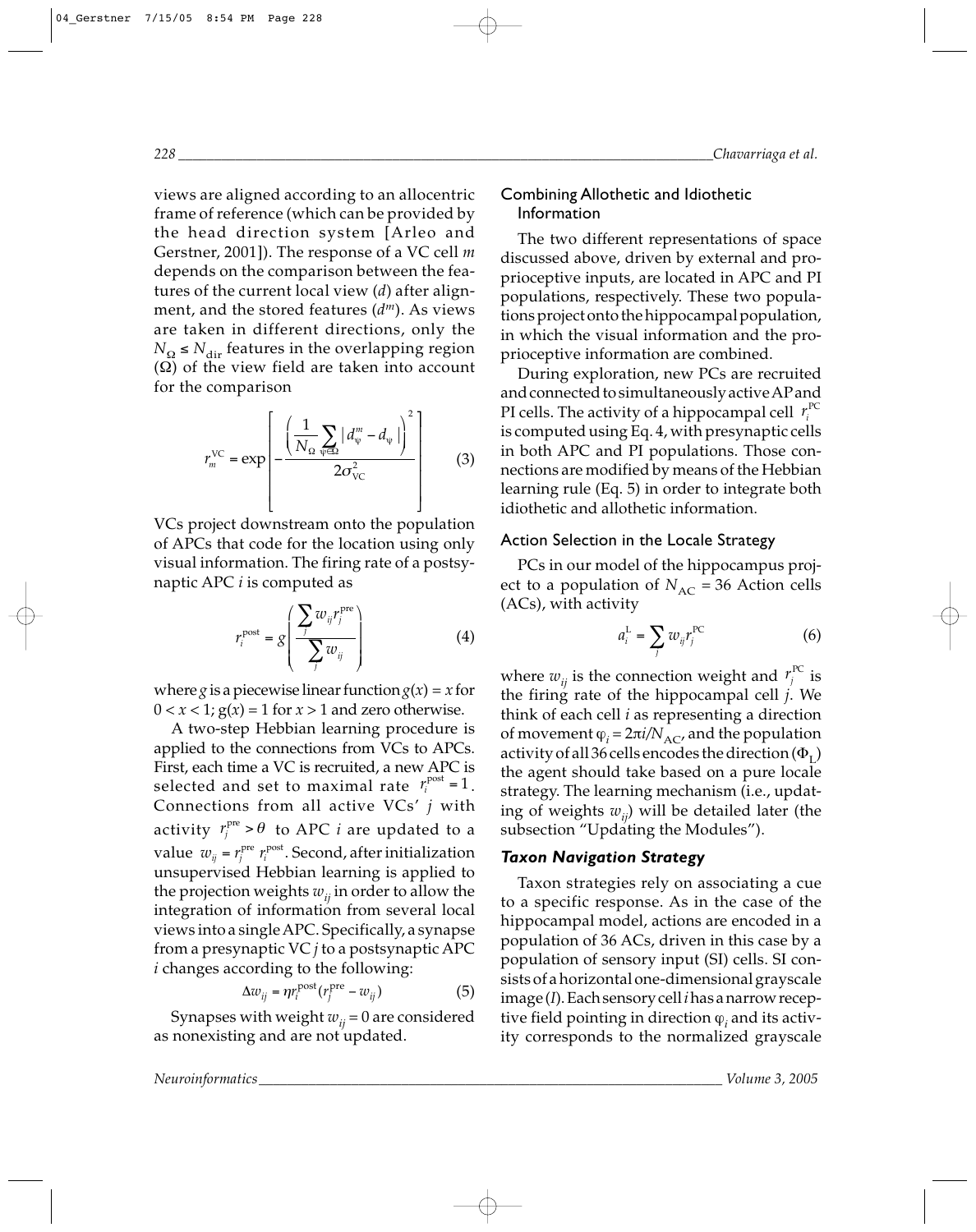views are aligned according to an allocentric frame of reference (which can be provided by the head direction system [Arleo and Gerstner, 2001]). The response of a VC cell $m$ depends on the comparison between the features of the current local view ($d$) after alignment, and the stored features ($d^m$). As views are taken in different directions, only the $N_\Omega \leq N_{\mathrm{dir}}$ features in the overlapping region ($\Omega$) of the view field are taken into account for the comparison

$$r_m^{\mathrm{VC}} = \exp\left[-\frac{\left(\frac{1}{N_\Omega}\sum_{\psi\in\Omega}\left|d_\psi^m - d_\psi\right|\right)^2}{2\sigma_{\mathrm{VC}}^2}\right] \tag{3}$$

VCs project downstream onto the population of APCs that code for the location using only visual information. The firing rate of a postsynaptic APC $i$ is computed as

$$r_i^{\mathrm{post}} = g\left(\frac{\sum_j w_{ij} r_j^{\mathrm{pre}}}{\sum_j w_{ij}}\right) \tag{4}$$

where $g$ is a piecewise linear function $g(x) = x$ for $0 < x < 1$; $g(x) = 1$ for $x > 1$ and zero otherwise.

A two-step Hebbian learning procedure is applied to the connections from VCs to APCs. First, each time a VC is recruited, a new APC is selected and set to maximal rate $r_i^{\mathrm{post}} = 1$. Connections from all active VCs' $j$ with activity $r_j^{\mathrm{pre}} > \theta$ to APC $i$ are updated to a value $w_{ij} = r_j^{\mathrm{pre}}\, r_i^{\mathrm{post}}$. Second, after initialization unsupervised Hebbian learning is applied to the projection weights $w_{ij}$ in order to allow the integration of information from several local views into a single APC. Specifically, a synapse from a presynaptic VC $j$ to a postsynaptic APC $i$ changes according to the following:

$$\Delta w_{ij} = \eta r_i^{\mathrm{post}}\left(r_j^{\mathrm{pre}} - w_{ij}\right) \tag{5}$$

Synapses with weight $w_{ij} = 0$ are considered as nonexisting and are not updated.

### Combining Allothetic and Idiothetic Information

The two different representations of space discussed above, driven by external and proprioceptive inputs, are located in APC and PI populations, respectively. These two populations project onto the hippocampal population, in which the visual information and the proprioceptive information are combined.

During exploration, new PCs are recruited and connected to simultaneously active AP and PI cells. The activity of a hippocampal cell $r_i^{\mathrm{PC}}$ is computed using Eq. 4, with presynaptic cells in both APC and PI populations. Those connections are modified by means of the Hebbian learning rule (Eq. 5) in order to integrate both idiothetic and allothetic information.

### Action Selection in the Locale Strategy

PCs in our model of the hippocampus project to a population of $N_{\mathrm{AC}} = 36$ Action cells (ACs), with activity

$$a_i^{\mathrm{L}} = \sum_j w_{ij} r_j^{\mathrm{PC}} \tag{6}$$

where $w_{ij}$ is the connection weight and $r_j^{\mathrm{PC}}$ is the firing rate of the hippocampal cell $j$. We think of each cell $i$ as representing a direction of movement $\varphi_i = 2\pi i/N_{\mathrm{AC}}$, and the population activity of all 36 cells encodes the direction ($\Phi_{\mathrm{L}}$) the agent should take based on a pure locale strategy. The learning mechanism (i.e., updating of weights $w_{ij}$) will be detailed later (the subsection "Updating the Modules").

## *Taxon Navigation Strategy*

Taxon strategies rely on associating a cue to a specific response. As in the case of the hippocampal model, actions are encoded in a population of 36 ACs, driven in this case by a population of sensory input (SI) cells. SI consists of a horizontal one-dimensional grayscale image ($I$). Each sensory cell $i$ has a narrow receptive field pointing in direction $\varphi_i$ and its activity corresponds to the normalized grayscale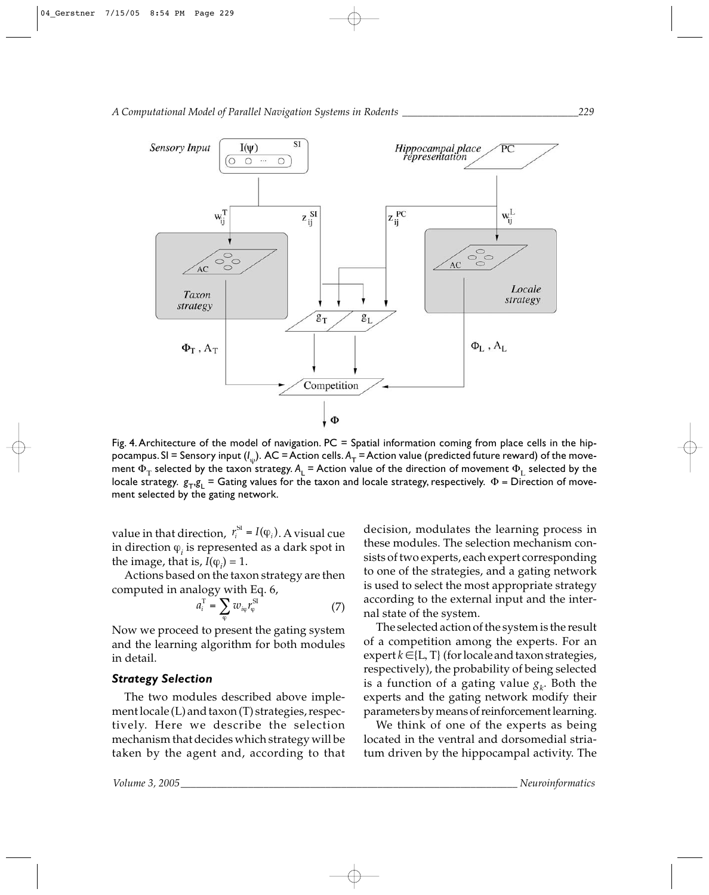Fig. 4. Architecture of the model of navigation. PC = Spatial information coming from place cells in the hippocampus. SI = Sensory input ($I_\psi$). AC = Action cells. $A_T$ = Action value (predicted future reward) of the movement $\Phi_T$ selected by the taxon strategy. $A_L$ = Action value of the direction of movement $\Phi_L$ selected by the locale strategy. $g_T$,$g_L$ = Gating values for the taxon and locale strategy, respectively. $\Phi$ = Direction of movement selected by the gating network.

value in that direction, $r_i^{SI} = I(\varphi_i)$. A visual cue in direction $\varphi_i$ is represented as a dark spot in the image, that is, $I(\varphi_i) = 1$.

Actions based on the taxon strategy are then computed in analogy with Eq. 6,

$$a_i^T = \sum_\varphi w_{i\varphi} r_\varphi^{SI} \tag{7}$$

Now we proceed to present the gating system and the learning algorithm for both modules in detail.

### *Strategy Selection*

The two modules described above implement locale (L) and taxon (T) strategies, respectively. Here we describe the selection mechanism that decides which strategy will be taken by the agent and, according to that decision, modulates the learning process in these modules. The selection mechanism consists of two experts, each expert corresponding to one of the strategies, and a gating network is used to select the most appropriate strategy according to the external input and the internal state of the system.

The selected action of the system is the result of a competition among the experts. For an expert $k \in \{L, T\}$ (for locale and taxon strategies, respectively), the probability of being selected is a function of a gating value $g_k$. Both the experts and the gating network modify their parameters by means of reinforcement learning.

We think of one of the experts as being located in the ventral and dorsomedial striatum driven by the hippocampal activity. The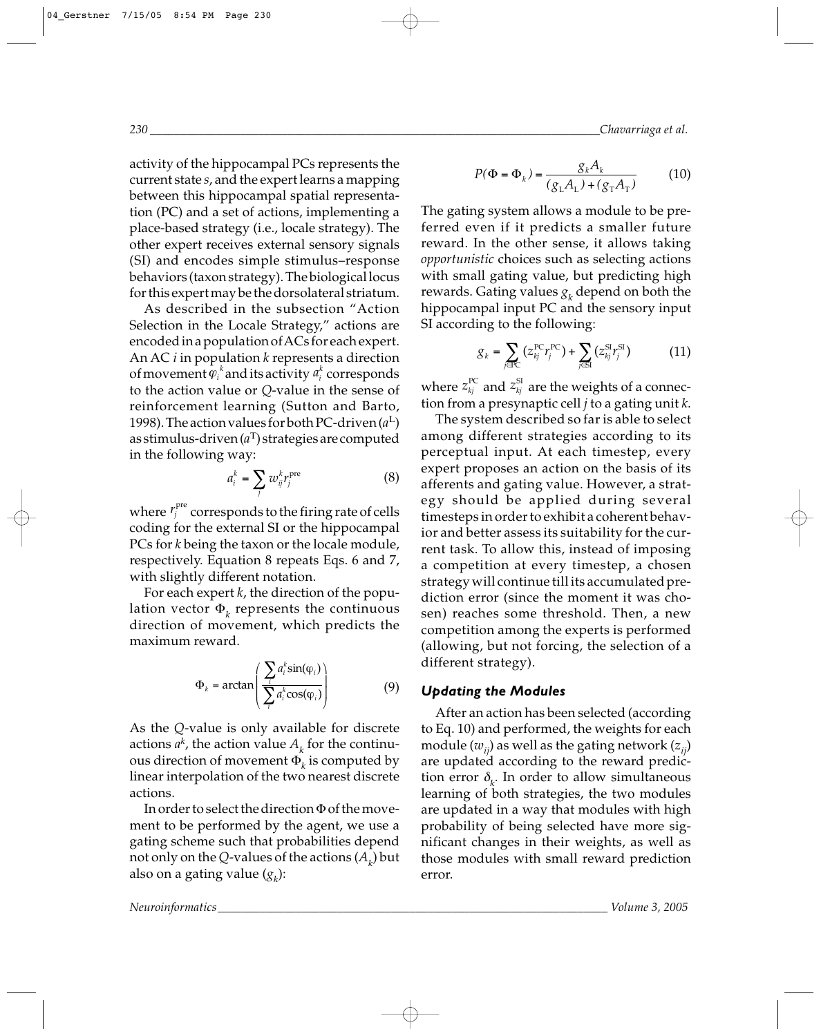activity of the hippocampal PCs represents the current state $s$, and the expert learns a mapping between this hippocampal spatial representation (PC) and a set of actions, implementing a place-based strategy (i.e., locale strategy). The other expert receives external sensory signals (SI) and encodes simple stimulus–response behaviors (taxon strategy). The biological locus for this expert may be the dorsolateral striatum.

As described in the subsection "Action Selection in the Locale Strategy," actions are encoded in a population of ACs for each expert. An AC $i$ in population $k$ represents a direction of movement $\varphi_i^k$ and its activity $a_i^k$ corresponds to the action value or $Q$-value in the sense of reinforcement learning (Sutton and Barto, 1998). The action values for both PC-driven ($a^{\mathrm{L}}$) as stimulus-driven ($a^{\mathrm{T}}$) strategies are computed in the following way:

$$a_i^k = \sum_j w_{ij}^k r_j^{\mathrm{pre}} \tag{8}$$

where $r_j^{\mathrm{pre}}$ corresponds to the firing rate of cells coding for the external SI or the hippocampal PCs for $k$ being the taxon or the locale module, respectively. Equation 8 repeats Eqs. 6 and 7, with slightly different notation.

For each expert $k$, the direction of the population vector $\Phi_k$ represents the continuous direction of movement, which predicts the maximum reward.

$$\Phi_k = \arctan\left(\frac{\sum_i a_i^k \sin(\varphi_i)}{\sum_i a_i^k \cos(\varphi_i)}\right) \tag{9}$$

As the $Q$-value is only available for discrete actions $a^k$, the action value $A_k$ for the continuous direction of movement $\Phi_k$ is computed by linear interpolation of the two nearest discrete actions.

In order to select the direction $\Phi$ of the movement to be performed by the agent, we use a gating scheme such that probabilities depend not only on the $Q$-values of the actions ($A_k$) but also on a gating value ($g_k$):

$$P(\Phi = \Phi_k) = \frac{g_k A_k}{(g_{\mathrm{L}} A_{\mathrm{L}}) + (g_{\mathrm{T}} A_{\mathrm{T}})} \tag{10}$$

The gating system allows a module to be preferred even if it predicts a smaller future reward. In the other sense, it allows taking *opportunistic* choices such as selecting actions with small gating value, but predicting high rewards. Gating values $g_k$ depend on both the hippocampal input PC and the sensory input SI according to the following:

$$g_k = \sum_{j \in \mathrm{PC}} (z_{kj}^{\mathrm{PC}} r_j^{\mathrm{PC}}) + \sum_{j \in \mathrm{SI}} (z_{kj}^{\mathrm{SI}} r_j^{\mathrm{SI}}) \tag{11}$$

where $z_{kj}^{\mathrm{PC}}$ and $z_{kj}^{\mathrm{SI}}$ are the weights of a connection from a presynaptic cell $j$ to a gating unit $k$.

The system described so far is able to select among different strategies according to its perceptual input. At each timestep, every expert proposes an action on the basis of its afferents and gating value. However, a strategy should be applied during several timesteps in order to exhibit a coherent behavior and better assess its suitability for the current task. To allow this, instead of imposing a competition at every timestep, a chosen strategy will continue till its accumulated prediction error (since the moment it was chosen) reaches some threshold. Then, a new competition among the experts is performed (allowing, but not forcing, the selection of a different strategy).

### *Updating the Modules*

After an action has been selected (according to Eq. 10) and performed, the weights for each module ($w_{ij}$) as well as the gating network ($z_{ij}$) are updated according to the reward prediction error $\delta_k$. In order to allow simultaneous learning of both strategies, the two modules are updated in a way that modules with high probability of being selected have more significant changes in their weights, as well as those modules with small reward prediction error.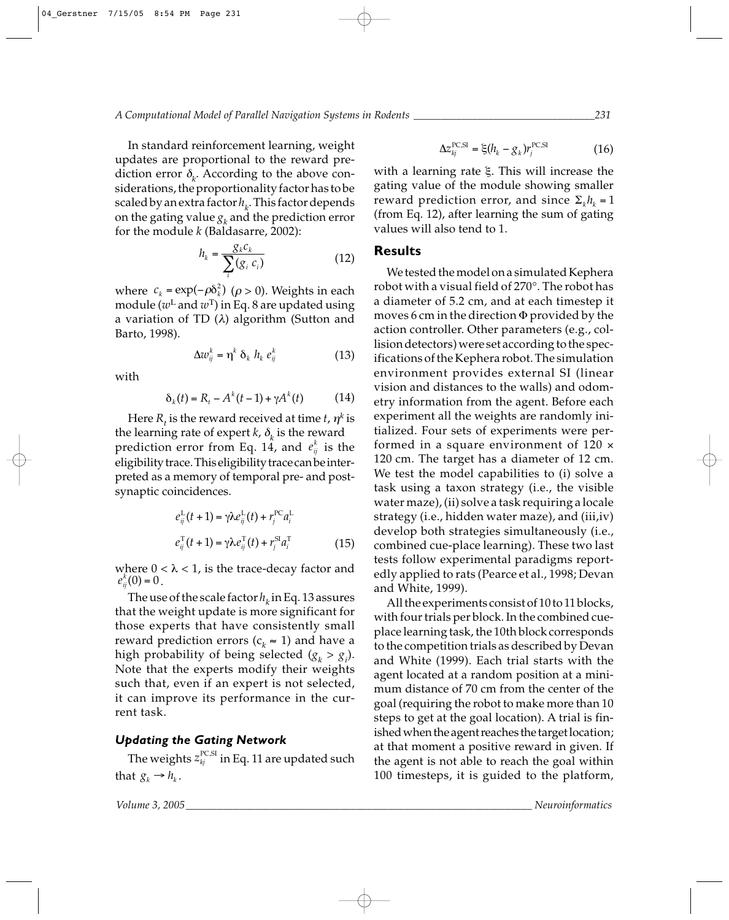In standard reinforcement learning, weight updates are proportional to the reward prediction error $\delta_k$. According to the above considerations, the proportionality factor has to be scaled by an extra factor $h_k$. This factor depends on the gating value $g_k$ and the prediction error for the module $k$ (Baldasarre, 2002):

$$h_k = \frac{g_k c_k}{\sum_i (g_i \, c_i)} \tag{12}$$

where $c_k = \exp(-\rho\delta_k^2)$ ($\rho > 0$). Weights in each module ($w^{\mathrm{L}}$ and $w^{\mathrm{T}}$) in Eq. 8 are updated using a variation of TD ($\lambda$) algorithm (Sutton and Barto, 1998).

$$\Delta w_{ij}^k = \eta^k \, \delta_k \, h_k \, e_{ij}^k \tag{13}$$

with

$$\delta_k(t) = R_t - A^k(t-1) + \gamma A^k(t) \tag{14}$$

Here $R_t$ is the reward received at time $t$, $\eta^k$ is the learning rate of expert $k$, $\delta_k$ is the reward prediction error from Eq. 14, and $e_{ij}^k$ is the eligibility trace. This eligibility trace can be interpreted as a memory of temporal pre- and post-synaptic coincidences.

$$e_{ij}^{\mathrm{L}}(t+1) = \gamma\lambda e_{ij}^{\mathrm{L}}(t) + r_j^{\mathrm{PC}} a_i^{\mathrm{L}}$$

$$e_{ij}^{\mathrm{T}}(t+1) = \gamma\lambda e_{ij}^{\mathrm{T}}(t) + r_j^{\mathrm{SI}} a_i^{\mathrm{T}} \tag{15}$$

where $0 < \lambda < 1$, is the trace-decay factor and $e_{ij}^k(0) = 0$.

The use of the scale factor $h_k$ in Eq. 13 assures that the weight update is more significant for those experts that have consistently small reward prediction errors ($c_k \approx 1$) and have a high probability of being selected ($g_k > g_i$). Note that the experts modify their weights such that, even if an expert is not selected, it can improve its performance in the current task.

### *Updating the Gating Network*

The weights $z_{kj}^{\mathrm{PC,SI}}$ in Eq. 11 are updated such that $g_k \rightarrow h_k$.

$$\Delta z_{kj}^{\mathrm{PC,SI}} = \xi(h_k - g_k) r_j^{\mathrm{PC,SI}} \tag{16}$$

with a learning rate $\xi$. This will increase the gating value of the module showing smaller reward prediction error, and since $\Sigma_k h_k = 1$ (from Eq. 12), after learning the sum of gating values will also tend to 1.

## Results

We tested the model on a simulated Kephera robot with a visual field of 270°. The robot has a diameter of 5.2 cm, and at each timestep it moves 6 cm in the direction $\Phi$ provided by the action controller. Other parameters (e.g., collision detectors) were set according to the specifications of the Kephera robot. The simulation environment provides external SI (linear vision and distances to the walls) and odometry information from the agent. Before each experiment all the weights are randomly initialized. Four sets of experiments were performed in a square environment of 120 × 120 cm. The target has a diameter of 12 cm. We test the model capabilities to (i) solve a task using a taxon strategy (i.e., the visible water maze), (ii) solve a task requiring a locale strategy (i.e., hidden water maze), and (iii,iv) develop both strategies simultaneously (i.e., combined cue-place learning). These two last tests follow experimental paradigms reportedly applied to rats (Pearce et al., 1998; Devan and White, 1999).

All the experiments consist of 10 to 11 blocks, with four trials per block. In the combined cue-place learning task, the 10th block corresponds to the competition trials as described by Devan and White (1999). Each trial starts with the agent located at a random position at a minimum distance of 70 cm from the center of the goal (requiring the robot to make more than 10 steps to get at the goal location). A trial is finished when the agent reaches the target location; at that moment a positive reward in given. If the agent is not able to reach the goal within 100 timesteps, it is guided to the platform,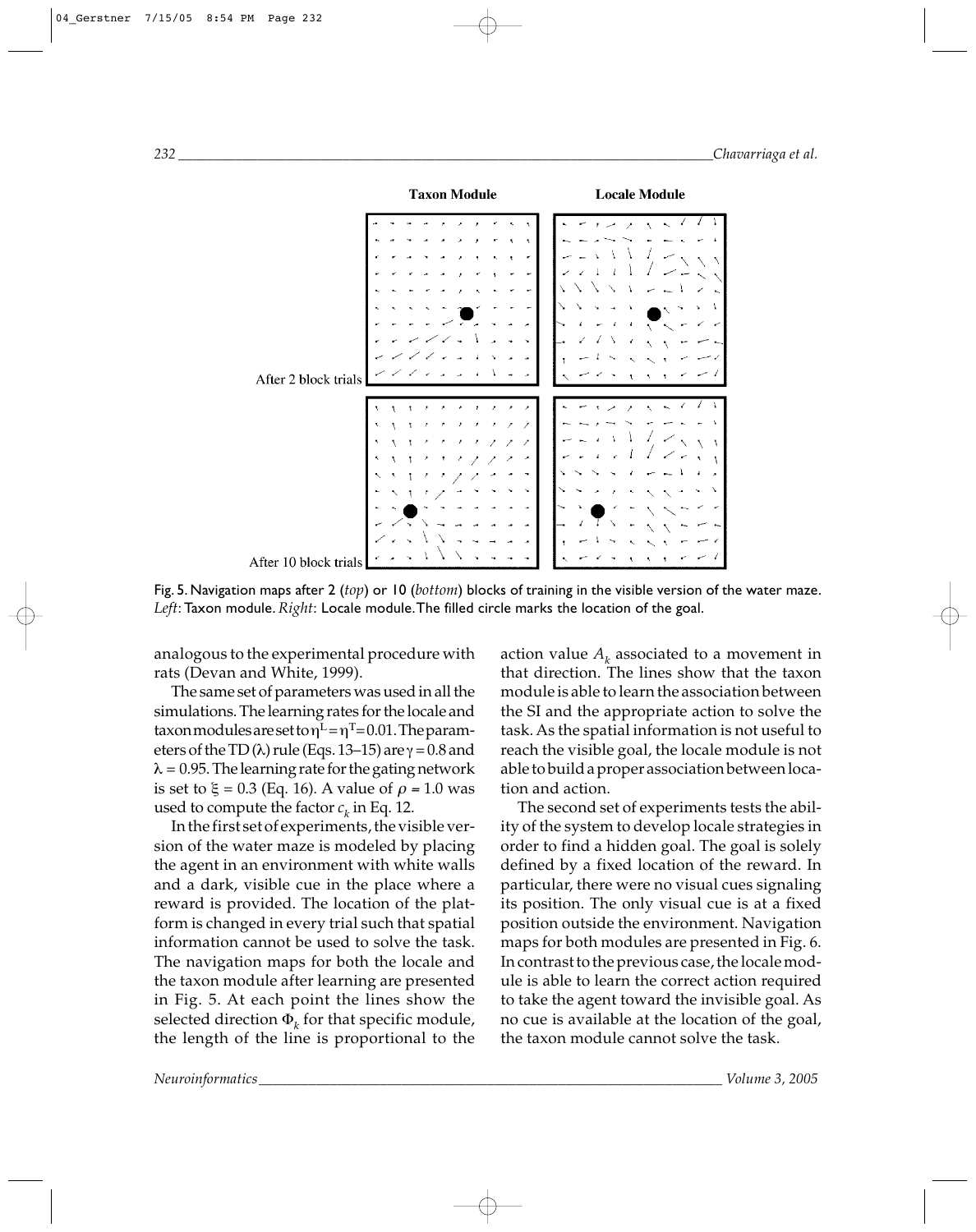Fig. 5. Navigation maps after 2 (*top*) or 10 (*bottom*) blocks of training in the visible version of the water maze. *Left*: Taxon module. *Right*: Locale module. The filled circle marks the location of the goal.

analogous to the experimental procedure with rats (Devan and White, 1999).

The same set of parameters was used in all the simulations. The learning rates for the locale and taxon modules are set to $\eta^L = \eta^T = 0.01$. The parameters of the TD ($\lambda$) rule (Eqs. 13–15) are $\gamma = 0.8$ and $\lambda = 0.95$. The learning rate for the gating network is set to $\xi = 0.3$ (Eq. 16). A value of $\rho = 1.0$ was used to compute the factor $c_k$ in Eq. 12.

In the first set of experiments, the visible version of the water maze is modeled by placing the agent in an environment with white walls and a dark, visible cue in the place where a reward is provided. The location of the platform is changed in every trial such that spatial information cannot be used to solve the task. The navigation maps for both the locale and the taxon module after learning are presented in Fig. 5. At each point the lines show the selected direction $\Phi_k$ for that specific module, the length of the line is proportional to the action value $A_k$ associated to a movement in that direction. The lines show that the taxon module is able to learn the association between the SI and the appropriate action to solve the task. As the spatial information is not useful to reach the visible goal, the locale module is not able to build a proper association between location and action.

The second set of experiments tests the ability of the system to develop locale strategies in order to find a hidden goal. The goal is solely defined by a fixed location of the reward. In particular, there were no visual cues signaling its position. The only visual cue is at a fixed position outside the environment. Navigation maps for both modules are presented in Fig. 6. In contrast to the previous case, the locale module is able to learn the correct action required to take the agent toward the invisible goal. As no cue is available at the location of the goal, the taxon module cannot solve the task.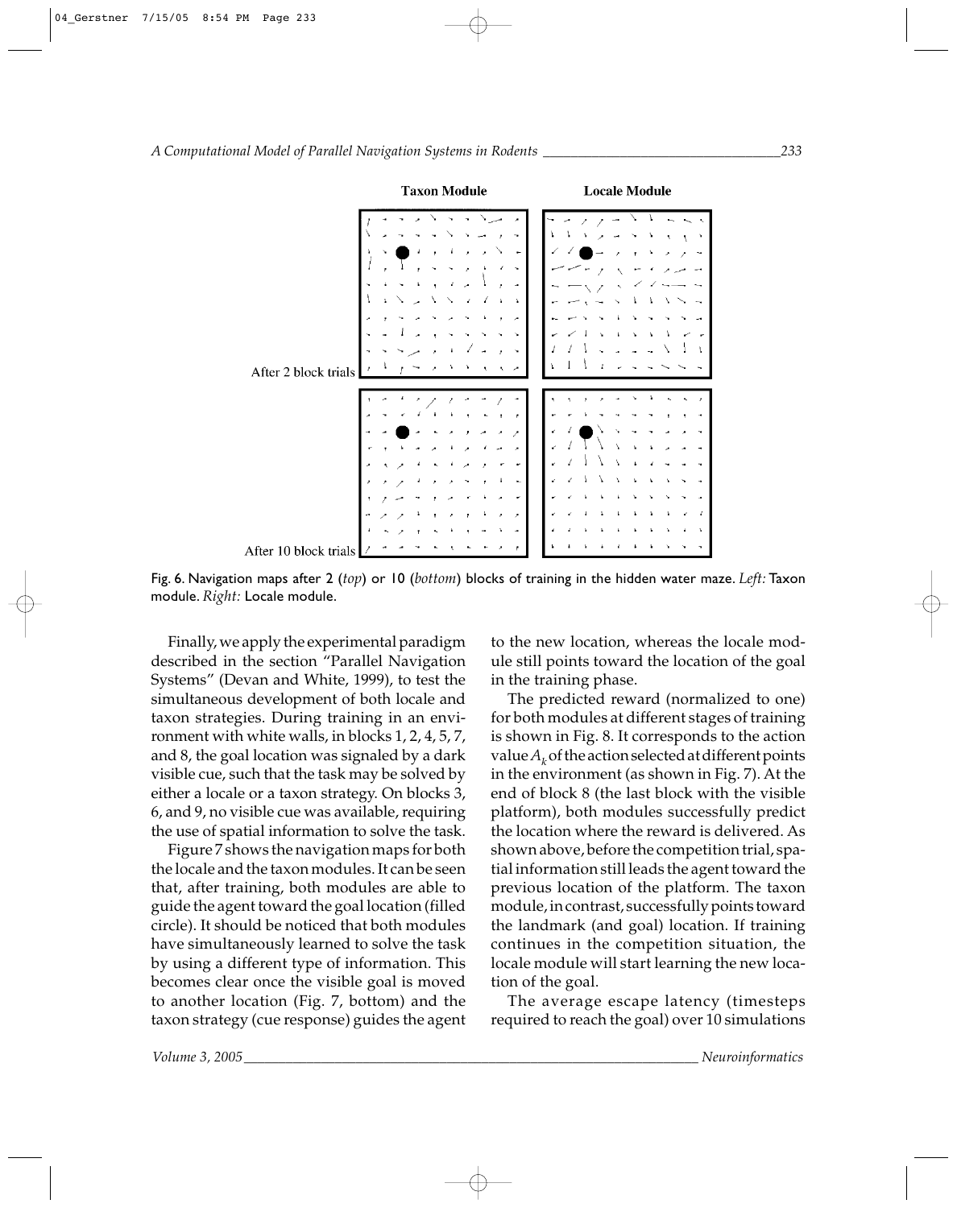Fig. 6. Navigation maps after 2 (*top*) or 10 (*bottom*) blocks of training in the hidden water maze. *Left:* Taxon module. *Right:* Locale module.

Finally, we apply the experimental paradigm described in the section "Parallel Navigation Systems" (Devan and White, 1999), to test the simultaneous development of both locale and taxon strategies. During training in an environment with white walls, in blocks 1, 2, 4, 5, 7, and 8, the goal location was signaled by a dark visible cue, such that the task may be solved by either a locale or a taxon strategy. On blocks 3, 6, and 9, no visible cue was available, requiring the use of spatial information to solve the task.

Figure 7 shows the navigation maps for both the locale and the taxon modules. It can be seen that, after training, both modules are able to guide the agent toward the goal location (filled circle). It should be noticed that both modules have simultaneously learned to solve the task by using a different type of information. This becomes clear once the visible goal is moved to another location (Fig. 7, bottom) and the taxon strategy (cue response) guides the agent to the new location, whereas the locale module still points toward the location of the goal in the training phase.

The predicted reward (normalized to one) for both modules at different stages of training is shown in Fig. 8. It corresponds to the action value $A_k$ of the action selected at different points in the environment (as shown in Fig. 7). At the end of block 8 (the last block with the visible platform), both modules successfully predict the location where the reward is delivered. As shown above, before the competition trial, spatial information still leads the agent toward the previous location of the platform. The taxon module, in contrast, successfully points toward the landmark (and goal) location. If training continues in the competition situation, the locale module will start learning the new location of the goal.

The average escape latency (timesteps required to reach the goal) over 10 simulations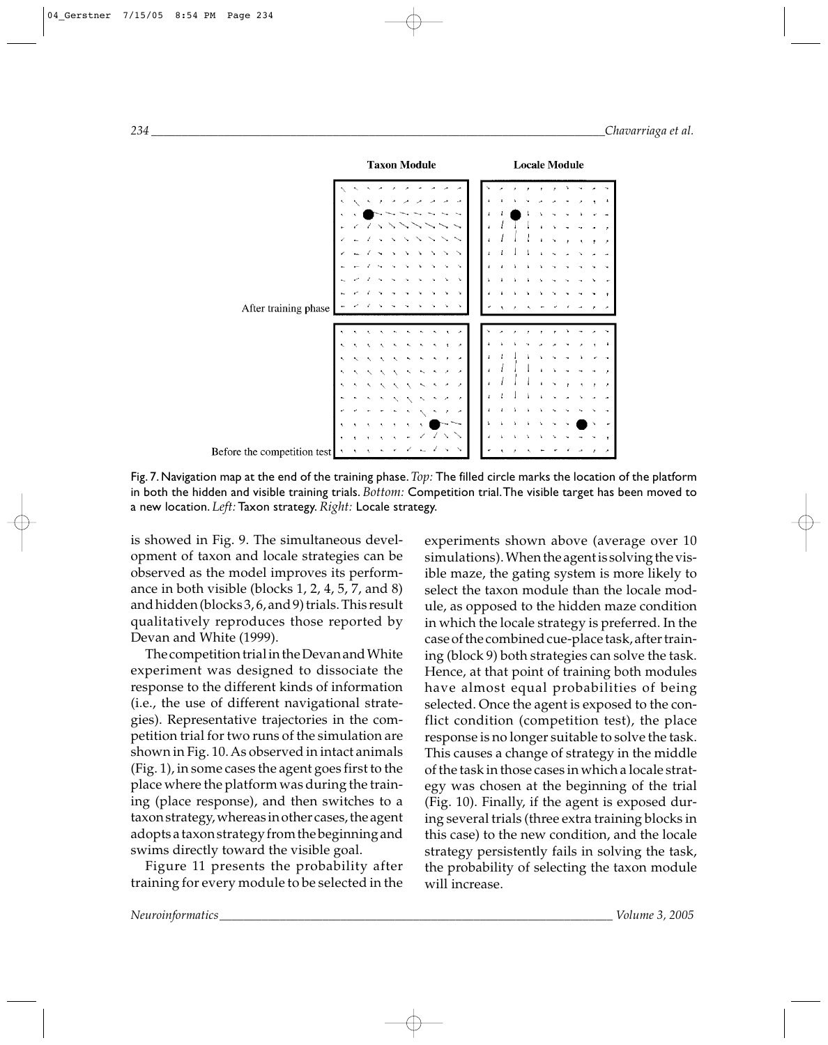Fig. 7. Navigation map at the end of the training phase. *Top:* The filled circle marks the location of the platform in both the hidden and visible training trials. *Bottom:* Competition trial. The visible target has been moved to a new location. *Left:* Taxon strategy. *Right:* Locale strategy.

is showed in Fig. 9. The simultaneous development of taxon and locale strategies can be observed as the model improves its performance in both visible (blocks 1, 2, 4, 5, 7, and 8) and hidden (blocks 3, 6, and 9) trials. This result qualitatively reproduces those reported by Devan and White (1999).

The competition trial in the Devan and White experiment was designed to dissociate the response to the different kinds of information (i.e., the use of different navigational strategies). Representative trajectories in the competition trial for two runs of the simulation are shown in Fig. 10. As observed in intact animals (Fig. 1), in some cases the agent goes first to the place where the platform was during the training (place response), and then switches to a taxon strategy, whereas in other cases, the agent adopts a taxon strategy from the beginning and swims directly toward the visible goal.

Figure 11 presents the probability after training for every module to be selected in the experiments shown above (average over 10 simulations). When the agent is solving the visible maze, the gating system is more likely to select the taxon module than the locale module, as opposed to the hidden maze condition in which the locale strategy is preferred. In the case of the combined cue-place task, after training (block 9) both strategies can solve the task. Hence, at that point of training both modules have almost equal probabilities of being selected. Once the agent is exposed to the conflict condition (competition test), the place response is no longer suitable to solve the task. This causes a change of strategy in the middle of the task in those cases in which a locale strategy was chosen at the beginning of the trial (Fig. 10). Finally, if the agent is exposed during several trials (three extra training blocks in this case) to the new condition, and the locale strategy persistently fails in solving the task, the probability of selecting the taxon module will increase.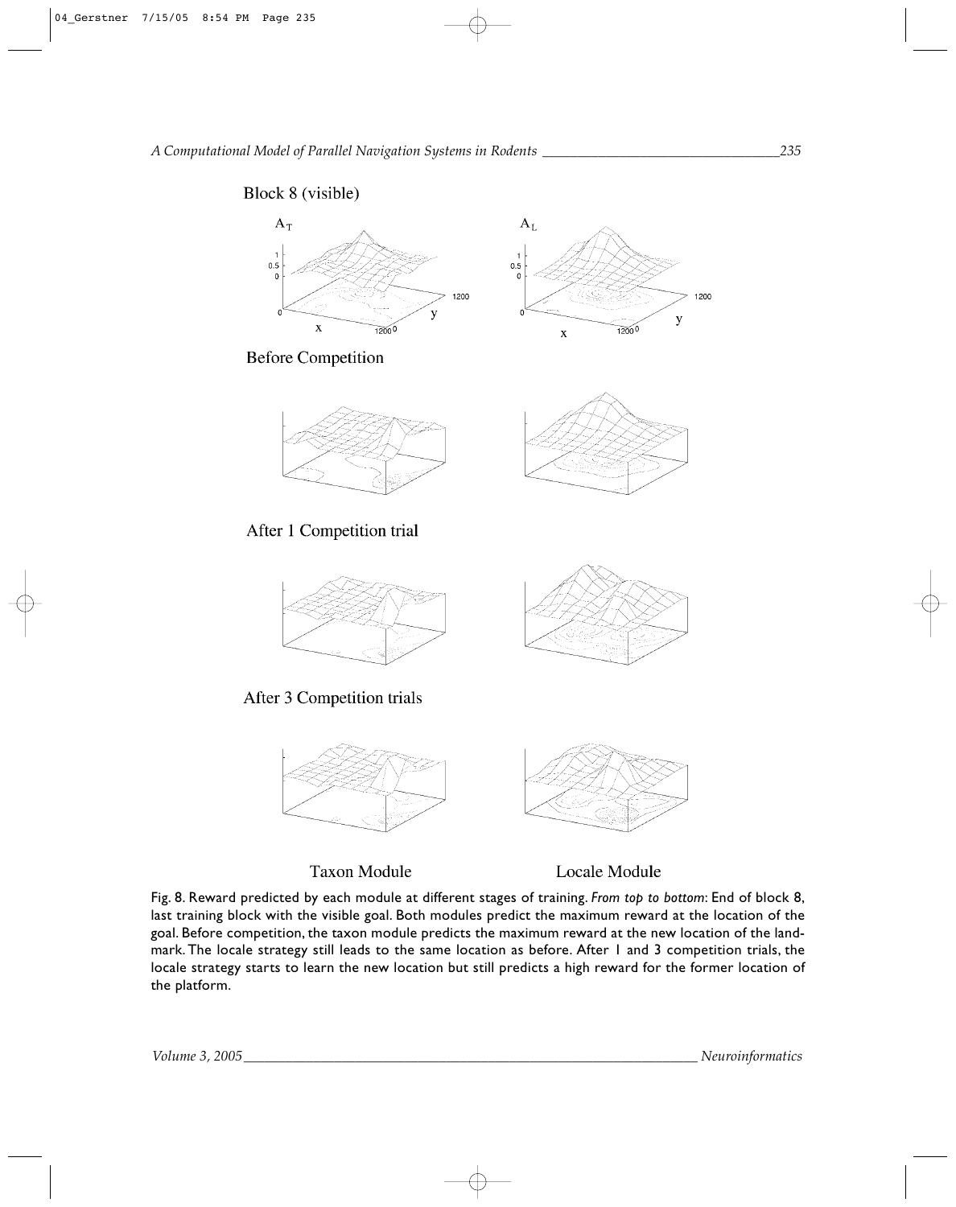Block 8 (visible)

$A_T$

$A_L$

Before Competition

After 1 Competition trial

After 3 Competition trials

Taxon Module

Locale Module

Fig. 8. Reward predicted by each module at different stages of training. *From top to bottom*: End of block 8, last training block with the visible goal. Both modules predict the maximum reward at the location of the goal. Before competition, the taxon module predicts the maximum reward at the new location of the landmark. The locale strategy still leads to the same location as before. After 1 and 3 competition trials, the locale strategy starts to learn the new location but still predicts a high reward for the former location of the platform.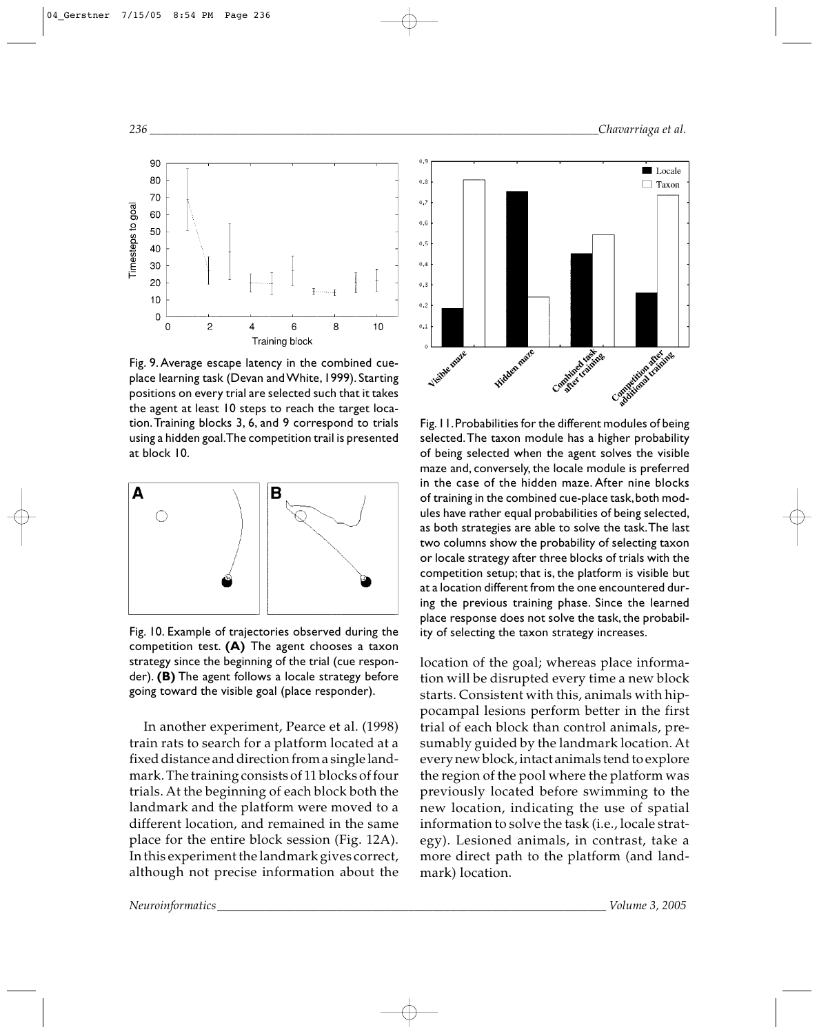Fig. 9. Average escape latency in the combined cue-place learning task (Devan and White, 1999). Starting positions on every trial are selected such that it takes the agent at least 10 steps to reach the target location. Training blocks 3, 6, and 9 correspond to trials using a hidden goal. The competition trail is presented at block 10.

Fig. 10. Example of trajectories observed during the competition test. **(A)** The agent chooses a taxon strategy since the beginning of the trial (cue responder). **(B)** The agent follows a locale strategy before going toward the visible goal (place responder).

Fig. 11. Probabilities for the different modules of being selected. The taxon module has a higher probability of being selected when the agent solves the visible maze and, conversely, the locale module is preferred in the case of the hidden maze. After nine blocks of training in the combined cue-place task, both modules have rather equal probabilities of being selected, as both strategies are able to solve the task. The last two columns show the probability of selecting taxon or locale strategy after three blocks of trials with the competition setup; that is, the platform is visible but at a location different from the one encountered during the previous training phase. Since the learned place response does not solve the task, the probability of selecting the taxon strategy increases.

In another experiment, Pearce et al. (1998) train rats to search for a platform located at a fixed distance and direction from a single landmark. The training consists of 11 blocks of four trials. At the beginning of each block both the landmark and the platform were moved to a different location, and remained in the same place for the entire block session (Fig. 12A). In this experiment the landmark gives correct, although not precise information about the location of the goal; whereas place information will be disrupted every time a new block starts. Consistent with this, animals with hippocampal lesions perform better in the first trial of each block than control animals, presumably guided by the landmark location. At every new block, intact animals tend to explore the region of the pool where the platform was previously located before swimming to the new location, indicating the use of spatial information to solve the task (i.e., locale strategy). Lesioned animals, in contrast, take a more direct path to the platform (and landmark) location.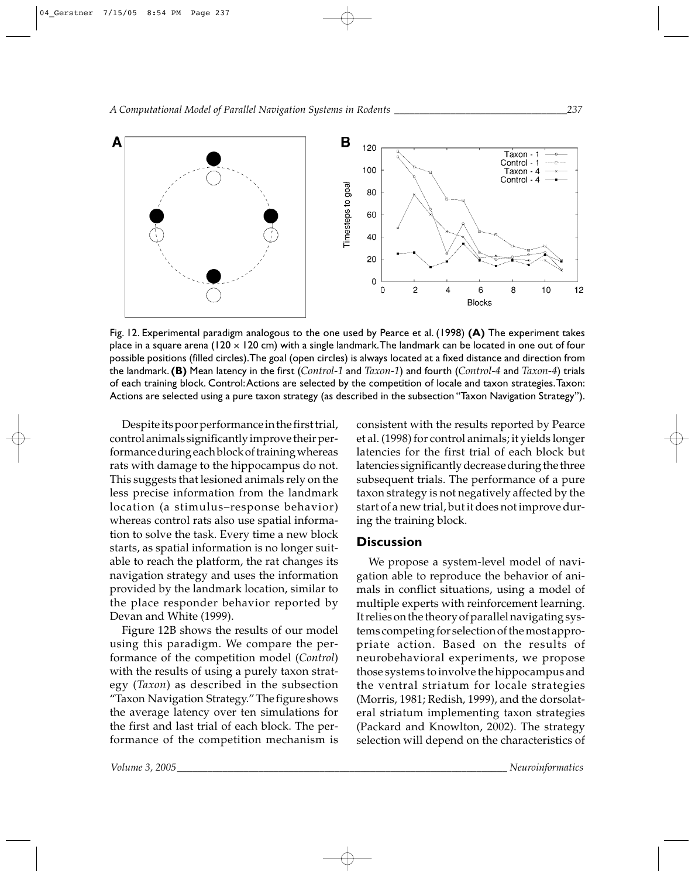Fig. 12. Experimental paradigm analogous to the one used by Pearce et al. (1998) **(A)** The experiment takes place in a square arena (120 × 120 cm) with a single landmark. The landmark can be located in one out of four possible positions (filled circles). The goal (open circles) is always located at a fixed distance and direction from the landmark. **(B)** Mean latency in the first (*Control-1* and *Taxon-1*) and fourth (*Control-4* and *Taxon-4*) trials of each training block. Control: Actions are selected by the competition of locale and taxon strategies. Taxon: Actions are selected using a pure taxon strategy (as described in the subsection "Taxon Navigation Strategy").

Despite its poor performance in the first trial, control animals significantly improve their performance during each block of training whereas rats with damage to the hippocampus do not. This suggests that lesioned animals rely on the less precise information from the landmark location (a stimulus–response behavior) whereas control rats also use spatial information to solve the task. Every time a new block starts, as spatial information is no longer suitable to reach the platform, the rat changes its navigation strategy and uses the information provided by the landmark location, similar to the place responder behavior reported by Devan and White (1999).

Figure 12B shows the results of our model using this paradigm. We compare the performance of the competition model (*Control*) with the results of using a purely taxon strategy (*Taxon*) as described in the subsection "Taxon Navigation Strategy." The figure shows the average latency over ten simulations for the first and last trial of each block. The performance of the competition mechanism is consistent with the results reported by Pearce et al. (1998) for control animals; it yields longer latencies for the first trial of each block but latencies significantly decrease during the three subsequent trials. The performance of a pure taxon strategy is not negatively affected by the start of a new trial, but it does not improve during the training block.

## Discussion

We propose a system-level model of navigation able to reproduce the behavior of animals in conflict situations, using a model of multiple experts with reinforcement learning. It relies on the theory of parallel navigating systems competing for selection of the most appropriate action. Based on the results of neurobehavioral experiments, we propose those systems to involve the hippocampus and the ventral striatum for locale strategies (Morris, 1981; Redish, 1999), and the dorsolateral striatum implementing taxon strategies (Packard and Knowlton, 2002). The strategy selection will depend on the characteristics of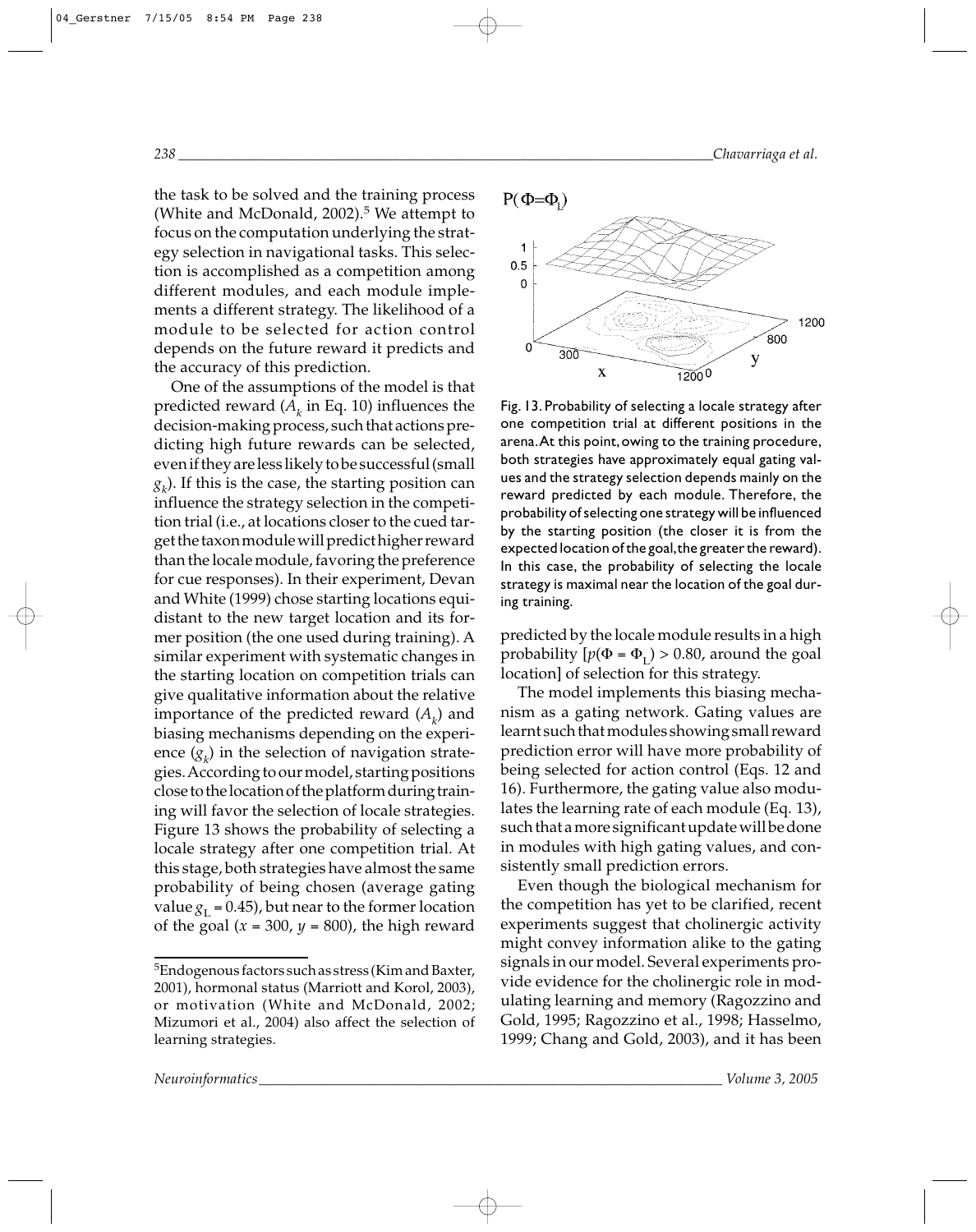the task to be solved and the training process (White and McDonald, 2002).[5] We attempt to focus on the computation underlying the strategy selection in navigational tasks. This selection is accomplished as a competition among different modules, and each module implements a different strategy. The likelihood of a module to be selected for action control depends on the future reward it predicts and the accuracy of this prediction.

One of the assumptions of the model is that predicted reward ($A_k$ in Eq. 10) influences the decision-making process, such that actions predicting high future rewards can be selected, even if they are less likely to be successful (small $g_k$). If this is the case, the starting position can influence the strategy selection in the competition trial (i.e., at locations closer to the cued target the taxon module will predict higher reward than the locale module, favoring the preference for cue responses). In their experiment, Devan and White (1999) chose starting locations equidistant to the new target location and its former position (the one used during training). A similar experiment with systematic changes in the starting location on competition trials can give qualitative information about the relative importance of the predicted reward ($A_k$) and biasing mechanisms depending on the experience ($g_k$) in the selection of navigation strategies. According to our model, starting positions close to the location of the platform during training will favor the selection of locale strategies. Figure 13 shows the probability of selecting a locale strategy after one competition trial. At this stage, both strategies have almost the same probability of being chosen (average gating value $g_L = 0.45$), but near to the former location of the goal ($x = 300$, $y = 800$), the high reward predicted by the locale module results in a high probability [$p(\Phi = \Phi_L) > 0.80$, around the goal location] of selection for this strategy.

Fig. 13. Probability of selecting a locale strategy after one competition trial at different positions in the arena. At this point, owing to the training procedure, both strategies have approximately equal gating values and the strategy selection depends mainly on the reward predicted by each module. Therefore, the probability of selecting one strategy will be influenced by the starting position (the closer it is from the expected location of the goal, the greater the reward). In this case, the probability of selecting the locale strategy is maximal near the location of the goal during training.

The model implements this biasing mechanism as a gating network. Gating values are learnt such that modules showing small reward prediction error will have more probability of being selected for action control (Eqs. 12 and 16). Furthermore, the gating value also modulates the learning rate of each module (Eq. 13), such that a more significant update will be done in modules with high gating values, and consistently small prediction errors.

Even though the biological mechanism for the competition has yet to be clarified, recent experiments suggest that cholinergic activity might convey information alike to the gating signals in our model. Several experiments provide evidence for the cholinergic role in modulating learning and memory (Ragozzino and Gold, 1995; Ragozzino et al., 1998; Hasselmo, 1999; Chang and Gold, 2003), and it has been

[5]Endogenous factors such as stress (Kim and Baxter, 2001), hormonal status (Marriott and Korol, 2003), or motivation (White and McDonald, 2002; Mizumori et al., 2004) also affect the selection of learning strategies.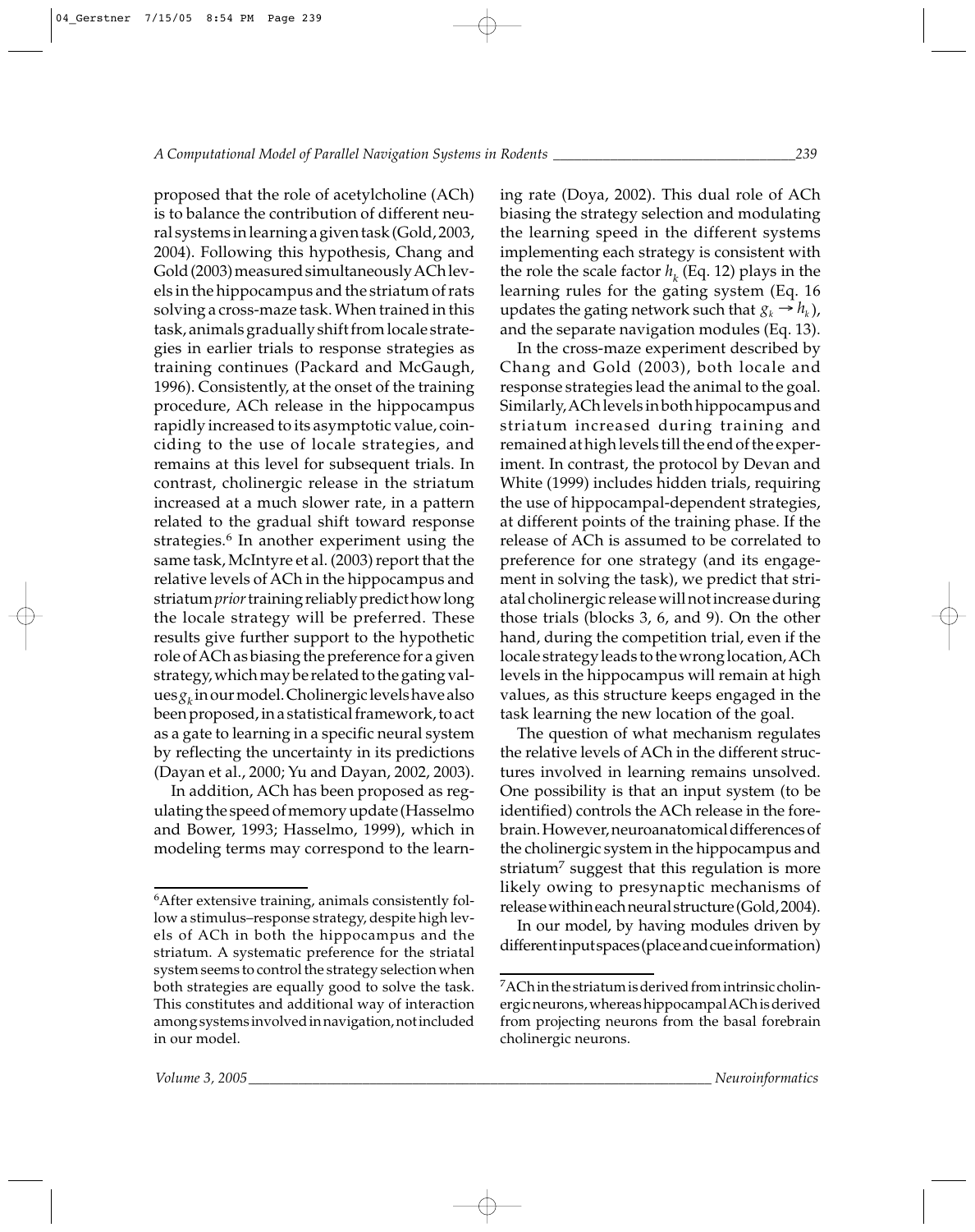proposed that the role of acetylcholine (ACh) is to balance the contribution of different neural systems in learning a given task (Gold, 2003, 2004). Following this hypothesis, Chang and Gold (2003) measured simultaneously ACh levels in the hippocampus and the striatum of rats solving a cross-maze task. When trained in this task, animals gradually shift from locale strategies in earlier trials to response strategies as training continues (Packard and McGaugh, 1996). Consistently, at the onset of the training procedure, ACh release in the hippocampus rapidly increased to its asymptotic value, coinciding to the use of locale strategies, and remains at this level for subsequent trials. In contrast, cholinergic release in the striatum increased at a much slower rate, in a pattern related to the gradual shift toward response strategies.[6] In another experiment using the same task, McIntyre et al. (2003) report that the relative levels of ACh in the hippocampus and striatum *prior* training reliably predict how long the locale strategy will be preferred. These results give further support to the hypothetic role of ACh as biasing the preference for a given strategy, which may be related to the gating values $g_k$ in our model. Cholinergic levels have also been proposed, in a statistical framework, to act as a gate to learning in a specific neural system by reflecting the uncertainty in its predictions (Dayan et al., 2000; Yu and Dayan, 2002, 2003).

In addition, ACh has been proposed as regulating the speed of memory update (Hasselmo and Bower, 1993; Hasselmo, 1999), which in modeling terms may correspond to the learning rate (Doya, 2002). This dual role of ACh biasing the strategy selection and modulating the learning speed in the different systems implementing each strategy is consistent with the role the scale factor $h_k$ (Eq. 12) plays in the learning rules for the gating system (Eq. 16 updates the gating network such that $g_k \rightarrow h_k$), and the separate navigation modules (Eq. 13).

In the cross-maze experiment described by Chang and Gold (2003), both locale and response strategies lead the animal to the goal. Similarly, ACh levels in both hippocampus and striatum increased during training and remained at high levels till the end of the experiment. In contrast, the protocol by Devan and White (1999) includes hidden trials, requiring the use of hippocampal-dependent strategies, at different points of the training phase. If the release of ACh is assumed to be correlated to preference for one strategy (and its engagement in solving the task), we predict that striatal cholinergic release will not increase during those trials (blocks 3, 6, and 9). On the other hand, during the competition trial, even if the locale strategy leads to the wrong location, ACh levels in the hippocampus will remain at high values, as this structure keeps engaged in the task learning the new location of the goal.

The question of what mechanism regulates the relative levels of ACh in the different structures involved in learning remains unsolved. One possibility is that an input system (to be identified) controls the ACh release in the forebrain. However, neuroanatomical differences of the cholinergic system in the hippocampus and striatum[7] suggest that this regulation is more likely owing to presynaptic mechanisms of release within each neural structure (Gold, 2004).

In our model, by having modules driven by different input spaces (place and cue information)

---

[6] After extensive training, animals consistently follow a stimulus–response strategy, despite high levels of ACh in both the hippocampus and the striatum. A systematic preference for the striatal system seems to control the strategy selection when both strategies are equally good to solve the task. This constitutes and additional way of interaction among systems involved in navigation, not included in our model.

[7] ACh in the striatum is derived from intrinsic cholinergic neurons, whereas hippocampal ACh is derived from projecting neurons from the basal forebrain cholinergic neurons.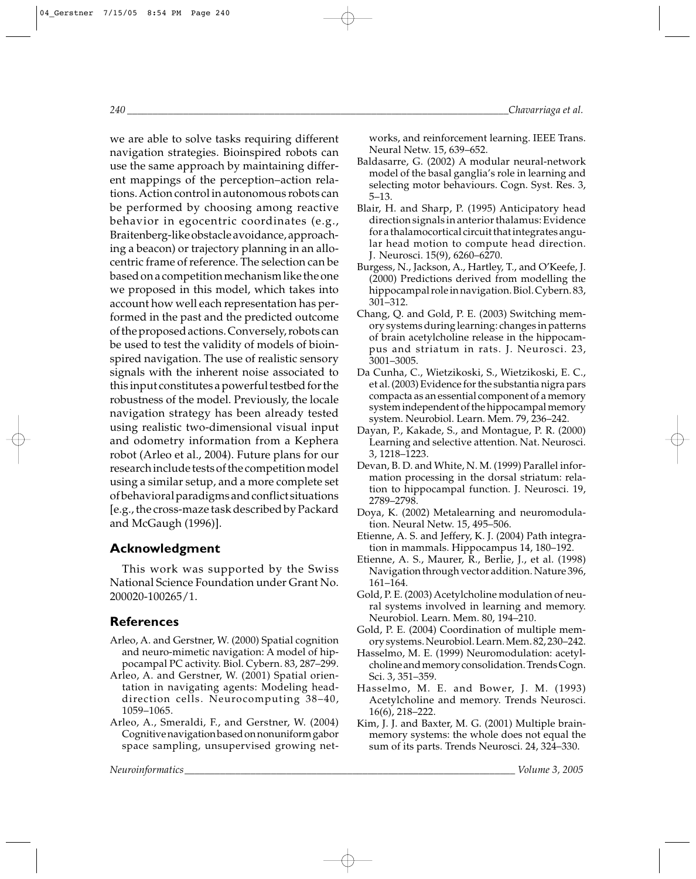we are able to solve tasks requiring different navigation strategies. Bioinspired robots can use the same approach by maintaining different mappings of the perception–action relations. Action control in autonomous robots can be performed by choosing among reactive behavior in egocentric coordinates (e.g., Braitenberg-like obstacle avoidance, approaching a beacon) or trajectory planning in an allocentric frame of reference. The selection can be based on a competition mechanism like the one we proposed in this model, which takes into account how well each representation has performed in the past and the predicted outcome of the proposed actions. Conversely, robots can be used to test the validity of models of bioinspired navigation. The use of realistic sensory signals with the inherent noise associated to this input constitutes a powerful testbed for the robustness of the model. Previously, the locale navigation strategy has been already tested using realistic two-dimensional visual input and odometry information from a Kephera robot (Arleo et al., 2004). Future plans for our research include tests of the competition model using a similar setup, and a more complete set of behavioral paradigms and conflict situations [e.g., the cross-maze task described by Packard and McGaugh (1996)].

## Acknowledgment

This work was supported by the Swiss National Science Foundation under Grant No. 200020-100265/1.

## References

Arleo, A. and Gerstner, W. (2000) Spatial cognition and neuro-mimetic navigation: A model of hippocampal PC activity. Biol. Cybern. 83, 287–299.

Arleo, A. and Gerstner, W. (2001) Spatial orientation in navigating agents: Modeling head-direction cells. Neurocomputing 38–40, 1059–1065.

Arleo, A., Smeraldi, F., and Gerstner, W. (2004) Cognitive navigation based on nonuniform gabor space sampling, unsupervised growing networks, and reinforcement learning. IEEE Trans. Neural Netw. 15, 639–652.

Baldasarre, G. (2002) A modular neural-network model of the basal ganglia's role in learning and selecting motor behaviours. Cogn. Syst. Res. 3, 5–13.

Blair, H. and Sharp, P. (1995) Anticipatory head direction signals in anterior thalamus: Evidence for a thalamocortical circuit that integrates angular head motion to compute head direction. J. Neurosci. 15(9), 6260–6270.

Burgess, N., Jackson, A., Hartley, T., and O'Keefe, J. (2000) Predictions derived from modelling the hippocampal role in navigation. Biol. Cybern. 83, 301–312.

Chang, Q. and Gold, P. E. (2003) Switching memory systems during learning: changes in patterns of brain acetylcholine release in the hippocampus and striatum in rats. J. Neurosci. 23, 3001–3005.

Da Cunha, C., Wietzikoski, S., Wietzikoski, E. C., et al. (2003) Evidence for the substantia nigra pars compacta as an essential component of a memory system independent of the hippocampal memory system. Neurobiol. Learn. Mem. 79, 236–242.

Dayan, P., Kakade, S., and Montague, P. R. (2000) Learning and selective attention. Nat. Neurosci. 3, 1218–1223.

Devan, B. D. and White, N. M. (1999) Parallel information processing in the dorsal striatum: relation to hippocampal function. J. Neurosci. 19, 2789–2798.

Doya, K. (2002) Metalearning and neuromodulation. Neural Netw. 15, 495–506.

Etienne, A. S. and Jeffery, K. J. (2004) Path integration in mammals. Hippocampus 14, 180–192.

Etienne, A. S., Maurer, R., Berlie, J., et al. (1998) Navigation through vector addition. Nature 396, 161–164.

Gold, P. E. (2003) Acetylcholine modulation of neural systems involved in learning and memory. Neurobiol. Learn. Mem. 80, 194–210.

Gold, P. E. (2004) Coordination of multiple memory systems. Neurobiol. Learn. Mem. 82, 230–242.

Hasselmo, M. E. (1999) Neuromodulation: acetylcholine and memory consolidation. Trends Cogn. Sci. 3, 351–359.

Hasselmo, M. E. and Bower, J. M. (1993) Acetylcholine and memory. Trends Neurosci. 16(6), 218–222.

Kim, J. J. and Baxter, M. G. (2001) Multiple brain-memory systems: the whole does not equal the sum of its parts. Trends Neurosci. 24, 324–330.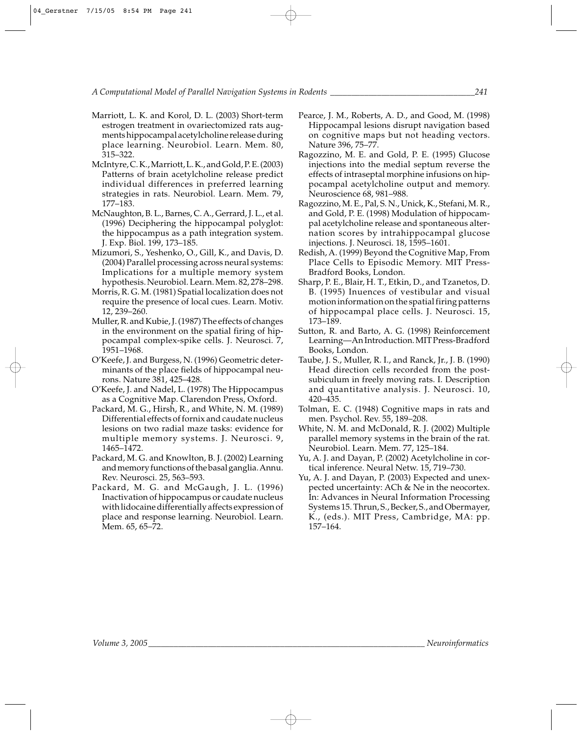Marriott, L. K. and Korol, D. L. (2003) Short-term estrogen treatment in ovariectomized rats augments hippocampal acetylcholine release during place learning. Neurobiol. Learn. Mem. 80, 315–322.

McIntyre, C. K., Marriott, L. K., and Gold, P. E. (2003) Patterns of brain acetylcholine release predict individual differences in preferred learning strategies in rats. Neurobiol. Learn. Mem. 79, 177–183.

McNaughton, B. L., Barnes, C. A., Gerrard, J. L., et al. (1996) Deciphering the hippocampal polyglot: the hippocampus as a path integration system. J. Exp. Biol. 199, 173–185.

Mizumori, S., Yeshenko, O., Gill, K., and Davis, D. (2004) Parallel processing across neural systems: Implications for a multiple memory system hypothesis. Neurobiol. Learn. Mem. 82, 278–298.

Morris, R. G. M. (1981) Spatial localization does not require the presence of local cues. Learn. Motiv. 12, 239–260.

Muller, R. and Kubie, J. (1987) The effects of changes in the environment on the spatial firing of hippocampal complex-spike cells. J. Neurosci. 7, 1951–1968.

O'Keefe, J. and Burgess, N. (1996) Geometric determinants of the place fields of hippocampal neurons. Nature 381, 425–428.

O'Keefe, J. and Nadel, L. (1978) The Hippocampus as a Cognitive Map. Clarendon Press, Oxford.

Packard, M. G., Hirsh, R., and White, N. M. (1989) Differential effects of fornix and caudate nucleus lesions on two radial maze tasks: evidence for multiple memory systems. J. Neurosci. 9, 1465–1472.

Packard, M. G. and Knowlton, B. J. (2002) Learning and memory functions of the basal ganglia. Annu. Rev. Neurosci. 25, 563–593.

Packard, M. G. and McGaugh, J. L. (1996) Inactivation of hippocampus or caudate nucleus with lidocaine differentially affects expression of place and response learning. Neurobiol. Learn. Mem. 65, 65–72.

Pearce, J. M., Roberts, A. D., and Good, M. (1998) Hippocampal lesions disrupt navigation based on cognitive maps but not heading vectors. Nature 396, 75–77.

Ragozzino, M. E. and Gold, P. E. (1995) Glucose injections into the medial septum reverse the effects of intraseptal morphine infusions on hippocampal acetylcholine output and memory. Neuroscience 68, 981–988.

Ragozzino, M. E., Pal, S. N., Unick, K., Stefani, M. R., and Gold, P. E. (1998) Modulation of hippocampal acetylcholine release and spontaneous alternation scores by intrahippocampal glucose injections. J. Neurosci. 18, 1595–1601.

Redish, A. (1999) Beyond the Cognitive Map, From Place Cells to Episodic Memory. MIT Press-Bradford Books, London.

Sharp, P. E., Blair, H. T., Etkin, D., and Tzanetos, D. B. (1995) Inuences of vestibular and visual motion information on the spatial firing patterns of hippocampal place cells. J. Neurosci. 15, 173–189.

Sutton, R. and Barto, A. G. (1998) Reinforcement Learning—An Introduction. MIT Press-Bradford Books, London.

Taube, J. S., Muller, R. I., and Ranck, Jr., J. B. (1990) Head direction cells recorded from the postsubiculum in freely moving rats. I. Description and quantitative analysis. J. Neurosci. 10, 420–435.

Tolman, E. C. (1948) Cognitive maps in rats and men. Psychol. Rev. 55, 189–208.

White, N. M. and McDonald, R. J. (2002) Multiple parallel memory systems in the brain of the rat. Neurobiol. Learn. Mem. 77, 125–184.

Yu, A. J. and Dayan, P. (2002) Acetylcholine in cortical inference. Neural Netw. 15, 719–730.

Yu, A. J. and Dayan, P. (2003) Expected and unexpected uncertainty: ACh & Ne in the neocortex. In: Advances in Neural Information Processing Systems 15. Thrun, S., Becker, S., and Obermayer, K., (eds.). MIT Press, Cambridge, MA: pp. 157–164.